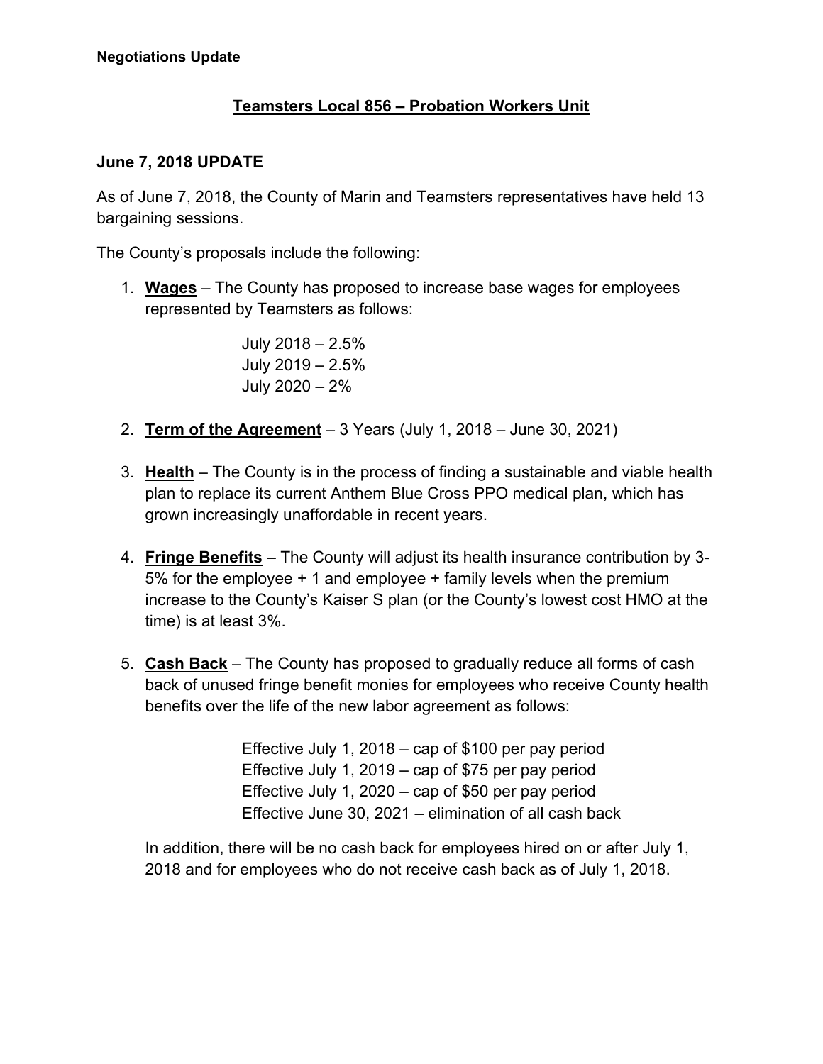**Negotiations Update**

## Teamsters Local 856 – Probation Workers Unit

### June 7, 2018 UPDATE

As of June 7, 2018, the County of Marin and Teamsters representatives have held 13 bargaining sessions.

The County's proposals include the following:

1. **Wages** – The County has proposed to increase base wages for employees represented by Teamsters as follows:

   July 2018 – 2.5%
   July 2019 – 2.5%
   July 2020 – 2%

2. **Term of the Agreement** – 3 Years (July 1, 2018 – June 30, 2021)

3. **Health** – The County is in the process of finding a sustainable and viable health plan to replace its current Anthem Blue Cross PPO medical plan, which has grown increasingly unaffordable in recent years.

4. **Fringe Benefits** – The County will adjust its health insurance contribution by 3-5% for the employee + 1 and employee + family levels when the premium increase to the County's Kaiser S plan (or the County's lowest cost HMO at the time) is at least 3%.

5. **Cash Back** – The County has proposed to gradually reduce all forms of cash back of unused fringe benefit monies for employees who receive County health benefits over the life of the new labor agreement as follows:

   Effective July 1, 2018 – cap of $100 per pay period
   Effective July 1, 2019 – cap of $75 per pay period
   Effective July 1, 2020 – cap of $50 per pay period
   Effective June 30, 2021 – elimination of all cash back

   In addition, there will be no cash back for employees hired on or after July 1, 2018 and for employees who do not receive cash back as of July 1, 2018.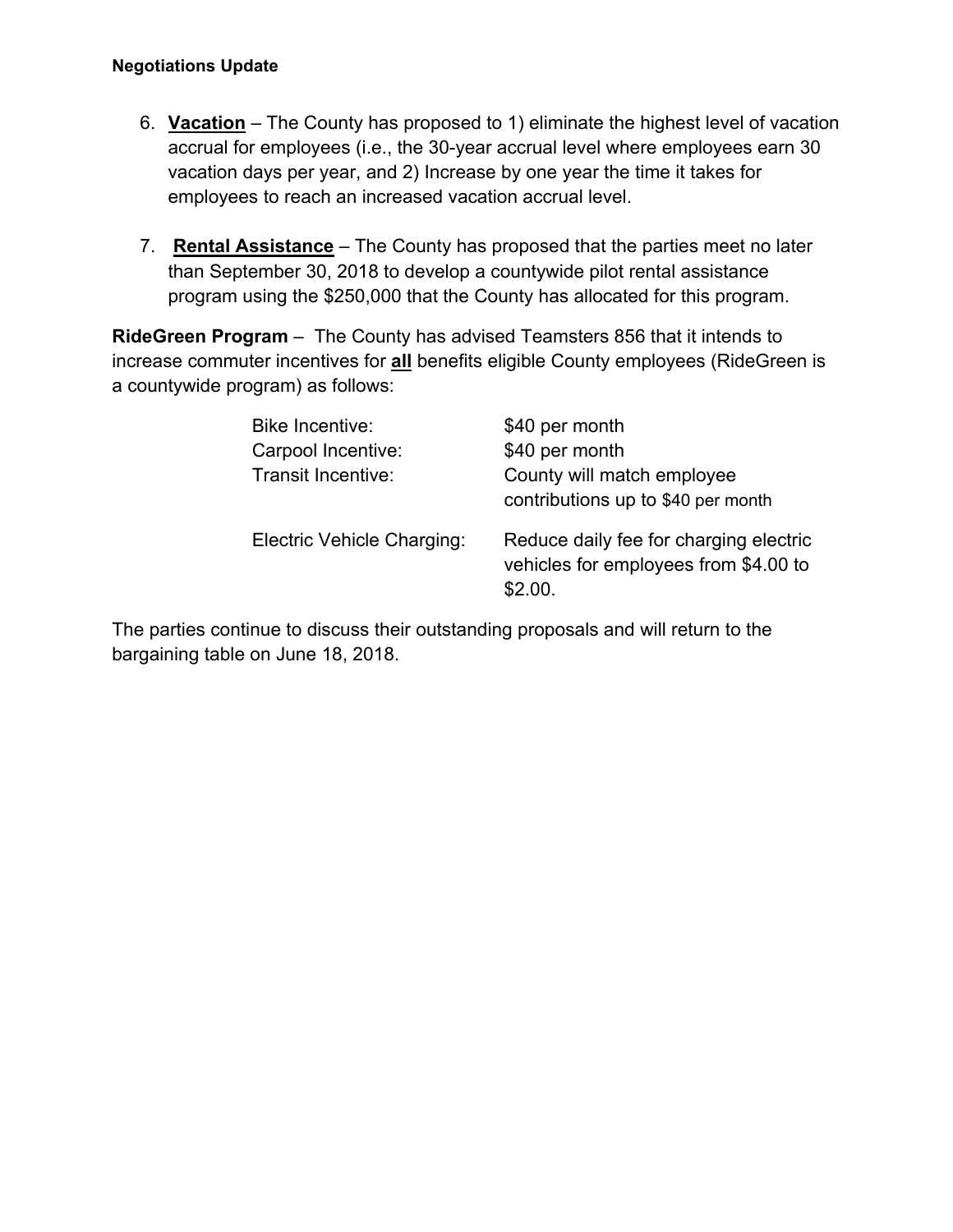**Negotiations Update**

6. **<u>Vacation</u>** – The County has proposed to 1) eliminate the highest level of vacation accrual for employees (i.e., the 30-year accrual level where employees earn 30 vacation days per year, and 2) Increase by one year the time it takes for employees to reach an increased vacation accrual level.

7. **<u>Rental Assistance</u>** – The County has proposed that the parties meet no later than September 30, 2018 to develop a countywide pilot rental assistance program using the $250,000 that the County has allocated for this program.

**RideGreen Program** – The County has advised Teamsters 856 that it intends to increase commuter incentives for **<u>all</u>** benefits eligible County employees (RideGreen is a countywide program) as follows:

| | |
|---|---|
| Bike Incentive: | $40 per month |
| Carpool Incentive: | $40 per month |
| Transit Incentive: | County will match employee contributions up to $40 per month |
| Electric Vehicle Charging: | Reduce daily fee for charging electric vehicles for employees from $4.00 to $2.00. |

The parties continue to discuss their outstanding proposals and will return to the bargaining table on June 18, 2018.